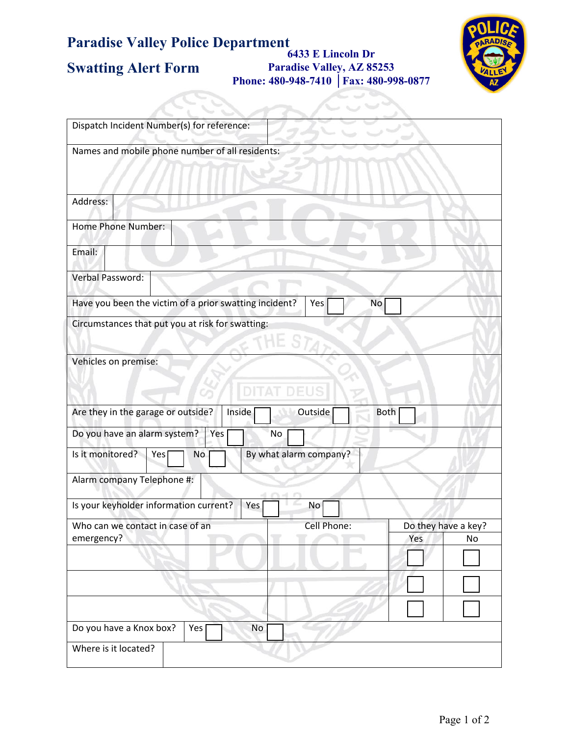# Paradise Valley Police Department

## Swatting Alert Form

**6433 E Lincoln Dr**
**Paradise Valley, AZ 85253**
**Phone: 480-948-7410 | Fax: 480-998-0877**

| Field | Response |
|---|---|
| Dispatch Incident Number(s) for reference: | |
| Names and mobile phone number of all residents: | |
| Address: | |
| Home Phone Number: | |
| Email: | |
| Verbal Password: | |
| Have you been the victim of a prior swatting incident? | Yes ☐ No ☐ |
| Circumstances that put you at risk for swatting: | |
| Vehicles on premise: | |
| Are they in the garage or outside? | Inside ☐ Outside ☐ Both ☐ |
| Do you have an alarm system? | Yes ☐ No ☐ |
| Is it monitored? | Yes ☐ No ☐ |
| By what alarm company? | |
| Alarm company Telephone #: | |
| Is your keyholder information current? | Yes ☐ No ☐ |

| Who can we contact in case of an emergency? | Cell Phone: | Do they have a key? Yes | No |
|---|---|---|---|
| | | ☐ | ☐ |
| | | ☐ | ☐ |
| | | ☐ | ☐ |

| Field | Response |
|---|---|
| Do you have a Knox box? | Yes ☐ No ☐ |
| Where is it located? | |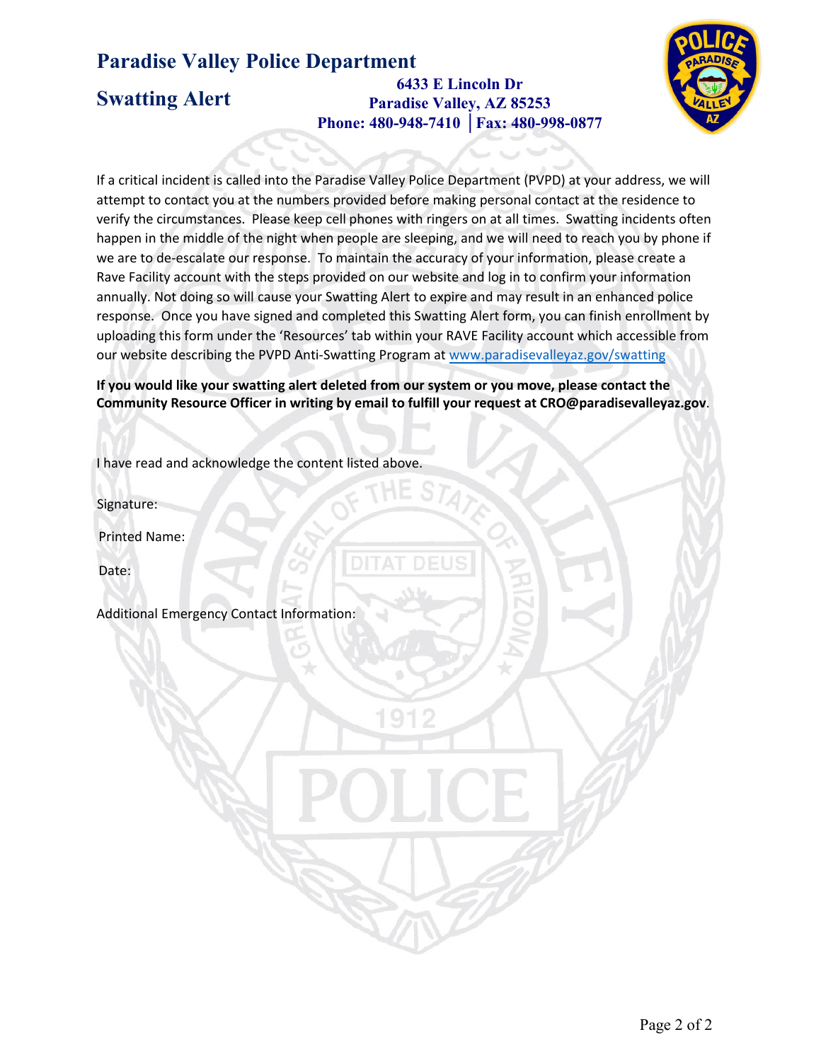# Paradise Valley Police Department

## Swatting Alert

**6433 E Lincoln Dr**
**Paradise Valley, AZ 85253**
**Phone: 480-948-7410 │Fax: 480-998-0877**

If a critical incident is called into the Paradise Valley Police Department (PVPD) at your address, we will attempt to contact you at the numbers provided before making personal contact at the residence to verify the circumstances. Please keep cell phones with ringers on at all times. Swatting incidents often happen in the middle of the night when people are sleeping, and we will need to reach you by phone if we are to de-escalate our response. To maintain the accuracy of your information, please create a Rave Facility account with the steps provided on our website and log in to confirm your information annually. Not doing so will cause your Swatting Alert to expire and may result in an enhanced police response. Once you have signed and completed this Swatting Alert form, you can finish enrollment by uploading this form under the 'Resources' tab within your RAVE Facility account which accessible from our website describing the PVPD Anti-Swatting Program at www.paradisevalleyaz.gov/swatting

**If you would like your swatting alert deleted from our system or you move, please contact the Community Resource Officer in writing by email to fulfill your request at CRO@paradisevalleyaz.gov**.

I have read and acknowledge the content listed above.

Signature:

Printed Name:

Date:

Additional Emergency Contact Information: